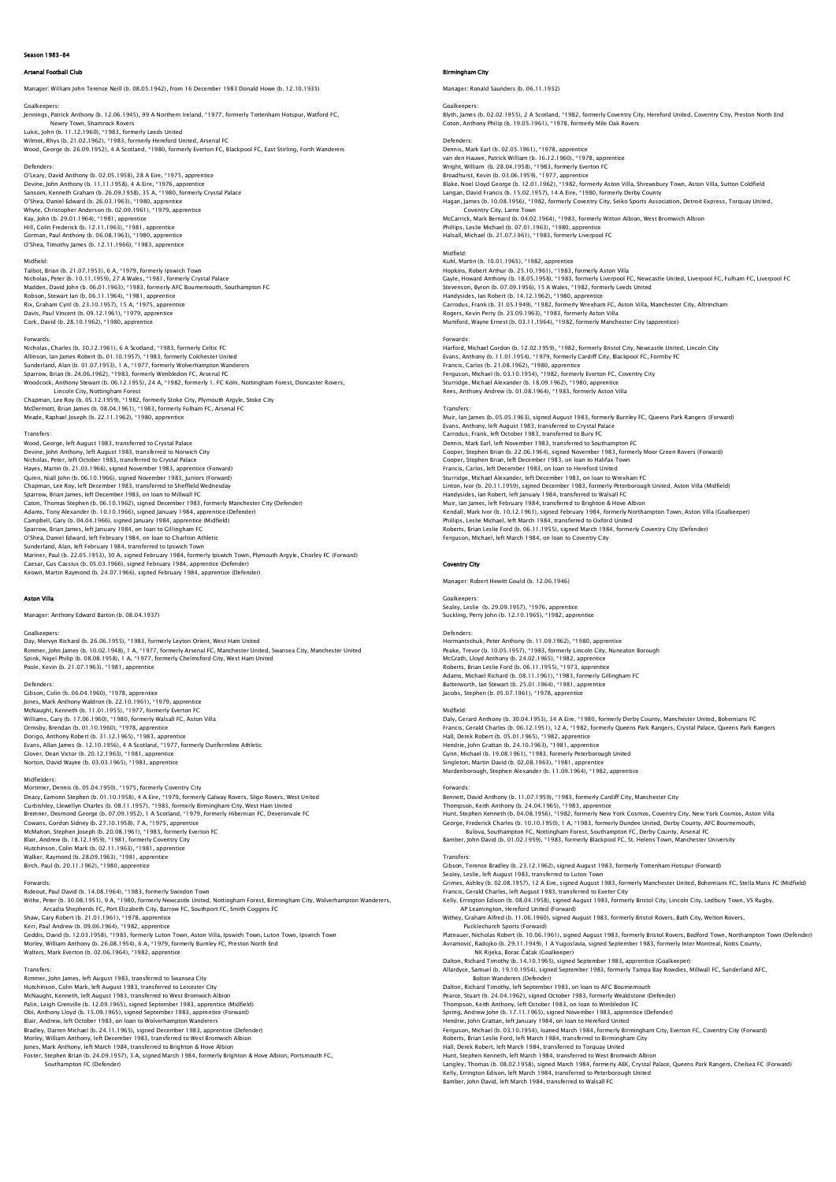# Season 1983–84

## Arsenal Football Club

Manager: William John Terence Neill (b. 08.05.1942), from 16 December 1983 Donald Howe (b. 12.10.1935)

Goalkeepers:
Jennings, Patrick Anthony (b. 12.06.1945), 99 A Northern Ireland, *1977, formerly Tottenham Hotspur, Watford FC, Newry Town, Shamrock Rovers
Lukic, John (b. 11.12.1960), *1983, formerly Leeds United
Wilmot, Rhys (b. 21.02.1962), *1983, formerly Hereford United, Arsenal FC
Wood, George (b. 26.09.1952), 4 A Scotland, *1980, formerly Everton FC, Blackpool FC, East Stirling, Forth Wanderers

Defenders:
O'Leary, David Anthony (b. 02.05.1958), 28 A Eire, *1975, apprentice
Devine, John Anthony (b. 11.11.1958), 4 A Eire, *1976, apprentice
Sansom, Kenneth Graham (b. 26.09.1958), 35 A, *1980, formerly Crystal Palace
O'Shea, Daniel Edward (b. 26.03.1963), *1980, apprentice
Whyte, Christopher Anderson (b. 02.09.1961), *1979, apprentice
Kay, John (b. 29.01.1964), *1981, apprentice
Hill, Colin Frederick (b. 12.11.1963), *1981, apprentice
Gorman, Paul Anthony (b. 06.08.1963), *1980, apprentice
O'Shea, Timothy James (b. 12.11.1966), *1983, apprentice

Midfield:
Talbot, Brian (b. 21.07.1953), 6 A, *1979, formerly Ipswich Town
Nicholas, Peter (b. 10.11.1959), 27 A Wales, *1981, formerly Crystal Palace
Madden, David John (b. 06.01.1963), *1983, formerly AFC Bournemouth, Southampton FC
Robson, Stewart Ian (b. 06.11.1964), *1981, apprentice
Rix, Graham Cyril (b. 23.10.1957), 15 A, *1975, apprentice
Davis, Paul Vincent (b. 09.12.1961), *1979, apprentice
Cork, David (b. 28.10.1962), *1980, apprentice

Forwards:
Nicholas, Charles (b. 30.12.1961), 6 A Scotland, *1983, formerly Celtic FC
Allinson, Ian James Robert (b. 01.10.1957), *1983, formerly Colchester United
Sunderland, Alan (b. 01.07.1953), 1 A, *1977, formerly Wolverhampton Wanderers
Sparrow, Brian (b. 24.06.1962), *1983, formerly Wimbledon FC, Arsenal FC
Woodcock, Anthony Stewart (b. 06.12.1955), 24 A, *1982, formerly 1. FC Köln, Nottingham Forest, Doncaster Rovers, Lincoln City, Nottingham Forest
Chapman, Lee Roy (b. 05.12.1959), *1982, formerly Stoke City, Plymouth Argyle, Stoke City
McDermott, Brian James (b. 08.04.1961), *1983, formerly Fulham FC, Arsenal FC
Meade, Raphael Joseph (b. 22.11.1962), *1980, apprentice

Transfers:
Wood, George, left August 1983, transferred to Crystal Palace
Devine, John Anthony, left August 1983, transferred to Norwich City
Nicholas, Peter, left October 1983, transferred to Crystal Palace
Hayes, Martin (b. 21.03.1966), signed November 1983, apprentice (Forward)
Quinn, Niall John (b. 06.10.1966), signed November 1983, Juniors (Forward)
Chapman, Lee Roy, left December 1983, transferred to Sheffield Wednesday
Sparrow, Brian James, left December 1983, on loan to Millwall FC
Caton, Thomas Stephen (b. 06.10.1962), signed December 1983, formerly Manchester City (Defender)
Adams, Tony Alexander (b. 10.10.1966), signed January 1984, apprentice (Defender)
Campbell, Gary (b. 04.04.1966), signed January 1984, apprentice (Midfield)
Sparrow, Brian James, left January 1984, on loan to Gillingham FC
O'Shea, Daniel Edward, left February 1984, on loan to Charlton Athletic
Sunderland, Alan, left February 1984, transferred to Ipswich Town
Mariner, Paul (b. 22.05.1953), 30 A, signed February 1984, formerly Ipswich Town, Plymouth Argyle, Chorley FC (Forward)
Caesar, Gus Cassius (b. 05.03.1966), signed February 1984, apprentice (Defender)
Keown, Martin Raymond (b. 24.07.1966), signed February 1984, apprentice (Defender)

## Aston Villa

Manager: Anthony Edward Barton (b. 08.04.1937)

Goalkeepers:
Day, Mervyn Richard (b. 26.06.1955), *1983, formerly Leyton Orient, West Ham United
Rimmer, John James (b. 10.02.1948), 1 A, *1977, formerly Arsenal FC, Manchester United, Swansea City, Manchester United
Spink, Nigel Philip (b. 08.08.1958), 1 A, *1977, formerly Chelmsford City, West Ham United
Poole, Kevin (b. 21.07.1963), *1981, apprentice

Defenders:
Gibson, Colin (b. 06.04.1960), *1978, apprentice
Jones, Mark Anthony Waldron (b. 22.10.1961), *1979, apprentice
McNaught, Kenneth (b. 11.01.1955), *1977, formerly Everton FC
Williams, Gary (b. 17.06.1960), *1980, formerly Walsall FC, Aston Villa
Ormsby, Brendan (b. 01.10.1960), *1978, apprentice
Dorigo, Anthony Robert (b. 31.12.1965), *1983, apprentice
Evans, Allan James (b. 12.10.1956), 4 A Scotland, *1977, formerly Dunfermline Athletic
Glover, Dean Victor (b. 20.12.1963), *1981, apprentice
Norton, David Wayne (b. 03.03.1965), *1983, apprentice

Midfielders:
Mortimer, Dennis (b. 05.04.1950), *1975, formerly Coventry City
Deacy, Eamonn Stephen (b. 01.10.1958), 4 A Eire, *1979, formerly Galway Rovers, Sligo Rovers, West United
Curbishley, Llewellyn Charles (b. 08.11.1957), *1983, formerly Birmingham City, West Ham United
Bremner, Desmond George (b. 07.09.1952), 1 A Scotland, *1979, formerly Hibernian FC, Deveronvale FC
Cowans, Gordon Sidney (b. 27.10.1958), 7 A, *1975, apprentice
McMahon, Stephen Joseph (b. 20.08.1961), *1983, formerly Everton FC
Blair, Andrew (b. 18.12.1959), *1981, formerly Coventry City
Hutchinson, Colin Mark (b. 02.11.1963), *1981, apprentice
Walker, Raymond (b. 28.09.1963), *1981, apprentice
Birch, Paul (b. 20.11.1962), *1980, apprentice

Forwards:
Rideout, Paul David (b. 14.08.1964), *1983, formerly Swindon Town
Withe, Peter (b. 30.08.1951), 9 A, *1980, formerly Newcastle United, Nottingham Forest, Birmingham City, Wolverhampton Wanderers, Arcadia Shepherds FC, Port Elizabeth City, Barrow FC, Southport FC, Smith Coggins FC
Shaw, Gary Robert (b. 21.01.1961), *1978, apprentice
Kerr, Paul Andrew (b. 09.06.1964), *1982, apprentice
Geddis, David (b. 12.03.1958), *1983, formerly Luton Town, Aston Villa, Ipswich Town, Luton Town, Ipswich Town
Morley, William Anthony (b. 26.08.1954), 6 A, *1979, formerly Burnley FC, Preston North End
Walters, Mark Everton (b. 02.06.1964), *1982, apprentice

Transfers:
Rimmer, John James, left August 1983, transferred to Swansea City
Hutchinson, Colin Mark, left August 1983, transferred to Leicester City
McNaught, Kenneth, left August 1983, transferred to West Bromwich Albion
Palin, Leigh Grenville (b. 12.09.1965), signed September 1983, apprentice (Midfield)
Obi, Anthony Lloyd (b. 15.09.1965), signed September 1983, apprentice (Forward)
Blair, Andrew, left October 1983, on loan to Wolverhampton Wanderers
Bradley, Darren Michael (b. 24.11.1965), signed December 1983, apprentice (Defender)
Morley, William Anthony, left December 1983, transferred to West Bromwich Albion
Jones, Mark Anthony, left March 1984, transferred to Brighton & Hove Albion
Foster, Stephen Brian (b. 24.09.1957), 3 A, signed March 1984, formerly Brighton & Hove Albion, Portsmouth FC, Southampton FC (Defender)

## Birmingham City

Manager: Ronald Saunders (b. 06.11.1932)

Goalkeepers:
Blyth, James (b. 02.02.1955), 2 A Scotland, *1982, formerly Coventry City, Hereford United, Coventry City, Preston North End
Coton, Anthony Philip (b. 19.05.1961), *1978, formerly Mile Oak Rovers

Defenders:
Dennis, Mark Earl (b. 02.05.1961), *1978, apprentice
van den Hauwe, Patrick William (b. 16.12.1960), *1978, apprentice
Wright, William (b. 28.04.1958), *1983, formerly Everton FC
Broadhurst, Kevin (b. 03.06.1959), *1977, apprentice
Blake, Noel Lloyd George (b. 12.01.1962), *1982, formerly Aston Villa, Shrewsbury Town, Aston Villa, Sutton Coldfield
Langan, David Francis (b. 15.02.1957), 14 A Eire, *1980, formerly Derby County
Hagan, James (b. 10.08.1956), *1982, formerly Coventry City, Seiko Sports Association, Detroit Express, Torquay United, Coventry City, Larne Town
McCarrick, Mark Bernard (b. 04.02.1964), *1983, formerly Witton Albion, West Bromwich Albion
Phillips, Leslie Michael (b. 07.01.1963), *1980, apprentice
Halsall, Michael (b. 21.07.1961), *1983, formerly Liverpool FC

Midfield:
Kuhl, Martin (b. 10.01.1965), *1982, apprentice
Hopkins, Robert Arthur (b. 25.10.1961), *1983, formerly Aston Villa
Gayle, Howard Anthony (b. 18.05.1958), *1983, formerly Liverpool FC, Newcastle United, Liverpool FC, Fulham FC, Liverpool FC
Stevenson, Byron (b. 07.09.1956), 15 A Wales, *1982, formerly Leeds United
Handysides, Ian Robert (b. 14.12.1962), *1980, apprentice
Carrodus, Frank (b. 31.05.1949), *1982, formerly Wrexham FC, Aston Villa, Manchester City, Altrincham
Rogers, Kevin Perry (b. 23.09.1963), *1983, formerly Aston Villa
Mumford, Wayne Ernest (b. 03.11.1964), *1982, formerly Manchester City (apprentice)

Forwards:
Harford, Michael Gordon (b. 12.02.1959), *1982, formerly Bristol City, Newcastle United, Lincoln City
Evans, Anthony (b. 11.01.1954), *1979, formerly Cardiff City, Blackpool FC, Formby FC
Francis, Carlos (b. 21.08.1962), *1980, apprentice
Ferguson, Michael (b. 03.10.1954), *1982, formerly Everton FC, Coventry City
Sturridge, Michael Alexander (b. 18.09.1962), *1980, apprentice
Rees, Anthony Andrew (b. 01.08.1964), *1983, formerly Aston Villa

Transfers:
Muir, Ian James (b. 05.05.1963), signed August 1983, formerly Burnley FC, Queens Park Rangers (Forward)
Evans, Anthony, left August 1983, transferred to Crystal Palace
Carrodus, Frank, left October 1983, transferred to Bury FC
Dennis, Mark Earl, left November 1983, transferred to Southampton FC
Cooper, Stephen Brian (b. 22.06.1964), signed November 1983, formerly Moor Green Rovers (Forward)
Cooper, Stephen Brian, left December 1983, on loan to Halifax Town
Francis, Carlos, left December 1983, on loan to Hereford United
Sturridge, Michael Alexander, left December 1983, on loan to Wrexham FC
Linton, Ivor (b. 20.11.1959), signed December 1983, formerly Peterborough United, Aston Villa (Midfield)
Handysides, Ian Robert, left January 1984, transferred to Walsall FC
Muir, Ian James, left February 1984, transferred to Brighton & Hove Albion
Kendall, Mark Ivor (b. 10.12.1961), signed February 1984, formerly Northampton Town, Aston Villa (Goalkeeper)
Phillips, Leslie Michael, left March 1984, transferred to Oxford United
Roberts, Brian Leslie Ford (b. 06.11.1955), signed March 1984, formerly Coventry City (Defender)
Ferguson, Michael, left March 1984, on loan to Coventry City

## Coventry City

Manager: Robert Hewitt Gould (b. 12.06.1946)

Goalkeepers:
Sealey, Leslie (b. 29.09.1957), *1976, apprentice
Suckling, Perry John (b. 12.10.1965), *1982, apprentice

Defenders:
Hormantschuk, Peter Anthony (b. 11.09.1962), *1980, apprentice
Peake, Trevor (b. 10.05.1957), *1983, formerly Lincoln City, Nuneaton Borough
McGrath, Lloyd Anthony (b. 24.02.1965), *1982, apprentice
Roberts, Brian Leslie Ford (b. 06.11.1955), *1973, apprentice
Adams, Michael Richard (b. 08.11.1961), *1983, formerly Gillingham FC
Butterworth, Ian Stewart (b. 25.01.1964), *1981, apprentice
Jacobs, Stephen (b. 05.07.1961), *1978, apprentice

Midfield:
Daly, Gerard Anthony (b. 30.04.1953), 34 A Eire, *1980, formerly Derby County, Manchester United, Bohemians FC
Francis, Gerald Charles (b. 06.12.1951), 12 A, *1982, formerly Queens Park Rangers, Crystal Palace, Queens Park Rangers
Hall, Derek Robert (b. 05.01.1965), *1982, apprentice
Hendrie, John Grattan (b. 24.10.1963), *1981, apprentice
Gynn, Michael (b. 19.08.1961), *1983, formerly Peterborough United
Singleton, Martin David (b. 02.08.1963), *1981, apprentice
Mardenborough, Stephen Alexander (b. 11.09.1964), *1982, apprentice

Forwards:
Bennett, David Anthony (b. 11.07.1959), *1983, formerly Cardiff City, Manchester City
Thompson, Keith Anthony (b. 24.04.1965), *1983, apprentice
Hunt, Stephen Kenneth (b. 04.08.1956), *1982, formerly New York Cosmos, Coventry City, New York Cosmos, Aston Villa
George, Frederick Charles (b. 10.10.1950), 1 A, *1983, formerly Dundee United, Derby County, AFC Bournemouth, Bulova, Southampton FC, Nottingham Forest, Southampton FC, Derby County, Arsenal FC
Bamber, John David (b. 01.02.1959), *1983, formerly Blackpool FC, St. Helens Town, Manchester University

Transfers:
Gibson, Terence Bradley (b. 23.12.1962), signed August 1983, formerly Tottenham Hotspur (Forward)
Sealey, Leslie, left August 1983, transferred to Luton Town
Grimes, Ashley (b. 02.08.1957), 12 A Eire, signed August 1983, formerly Manchester United, Bohemians FC, Stella Maris FC (Midfield)
Francis, Gerald Charles, left August 1983, transferred to Exeter City
Kelly, Errington Edison (b. 08.04.1958), signed August 1983, formerly Bristol City, Lincoln City, Ledbury Town, VS Rugby, AP Leamington, Hereford United (Forward)
Withey, Graham Alfred (b. 11.06.1960), signed August 1983, formerly Bristol Rovers, Bath City, Welton Rovers, Pucklechurch Sports (Forward)
Platnauer, Nicholas Robert (b. 10.06.1961), signed August 1983, formerly Bristol Rovers, Bedford Town, Northampton Town (Defender)
Avramović, Radojko (b. 29.11.1949), 1 A Yugoslavia, signed September 1983, formerly Inter Montreal, Notts County, NK Rijeka, Borac Čačak (Goalkeeper)
Dalton, Richard Timothy (b. 14.10.1965), signed September 1983, apprentice (Goalkeeper)
Allardyce, Samuel (b. 19.10.1954), signed September 1983, formerly Tampa Bay Rowdies, Millwall FC, Sunderland AFC, Bolton Wanderers (Defender)
Dalton, Richard Timothy, left September 1983, on loan to AFC Bournemouth
Pearce, Stuart (b. 24.04.1962), signed October 1983, formerly Wealdstone (Defender)
Thompson, Keith Anthony, left October 1983, on loan to Wimbledon FC
Spring, Andrew John (b. 17.11.1965), signed November 1983, apprentice (Defender)
Hendrie, John Grattan, left January 1984, on loan to Hereford United
Ferguson, Michael (b. 03.10.1954), loaned March 1984, formerly Birmingham City, Everton FC, Coventry City (Forward)
Roberts, Brian Leslie Ford, left March 1984, transferred to Birmingham City
Hall, Derek Robert, left March 1984, transferred to Torquay United
Hunt, Stephen Kenneth, left March 1984, transferred to West Bromwich Albion
Langley, Thomas (b. 08.02.1958), signed March 1984, formerly AEK, Crystal Palace, Queens Park Rangers, Chelsea FC (Forward)
Kelly, Errington Edison, left March 1984, transferred to Peterborough United
Bamber, John David, left March 1984, transferred to Walsall FC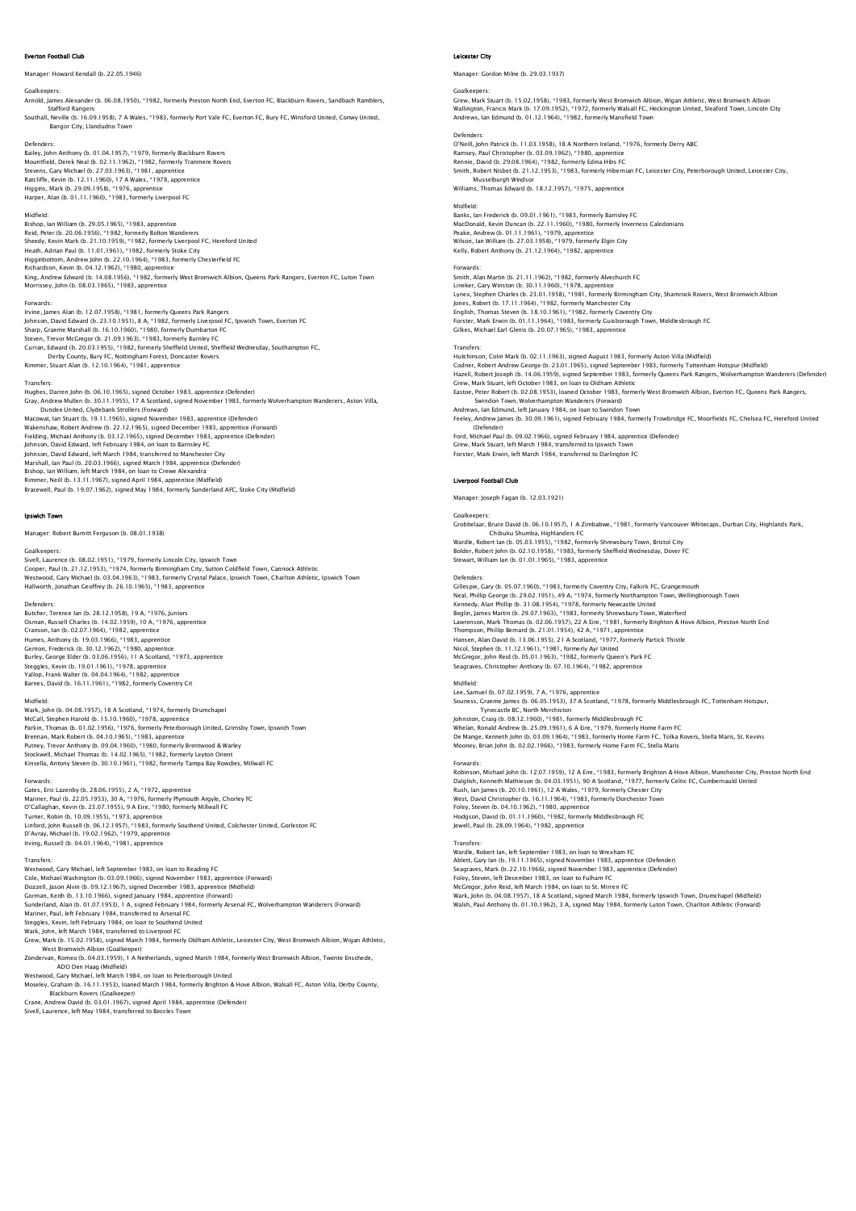## Everton Football Club

Manager: Howard Kendall (b. 22.05.1946)

Goalkeepers:
Arnold, James Alexander (b. 06.08.1950), *1982, formerly Preston North End, Everton FC, Blackburn Rovers, Sandbach Ramblers, Stafford Rangers
Southall, Neville (b. 16.09.1958), 7 A Wales, *1983, formerly Port Vale FC, Everton FC, Bury FC, Winsford United, Conwy United, Bangor City, Llandudno Town

Defenders:
Bailey, John Anthony (b. 01.04.1957), *1979, formerly Blackburn Rovers
Mountfield, Derek Neal (b. 02.11.1962), *1982, formerly Tranmere Rovers
Stevens, Gary Michael (b. 27.03.1963), *1981, apprentice
Ratcliffe, Kevin (b. 12.11.1960), 17 A Wales, *1978, apprentice
Higgins, Mark (b. 29.09.1958), *1976, apprentice
Harper, Alan (b. 01.11.1960), *1983, formerly Liverpool FC

Midfield:
Bishop, Ian William (b. 29.05.1965), *1983, apprentice
Reid, Peter (b. 20.06.1956), *1982, formerly Bolton Wanderers
Sheedy, Kevin Mark (b. 21.10.1959), *1982, formerly Liverpool FC, Hereford United
Heath, Adrian Paul (b. 11.01.1961), *1982, formerly Stoke City
Higginbottom, Andrew John (b. 22.10.1964), *1983, formerly Chesterfield FC
Richardson, Kevin (b. 04.12.1962), *1980, apprentice
King, Andrew Edward (b. 14.08.1956), *1982, formerly West Bromwich Albion, Queens Park Rangers, Everton FC, Luton Town
Morrissey, John (b. 08.03.1965), *1983, apprentice

Forwards:
Irvine, James Alan (b. 12.07.1958), *1981, formerly Queens Park Rangers
Johnson, David Edward (b. 23.10.1951), 8 A, *1982, formerly Liverpool FC, Ipswich Town, Everton FC
Sharp, Graeme Marshall (b. 16.10.1960), *1980, formerly Dumbarton FC
Steven, Trevor McGregor (b. 21.09.1963), *1983, formerly Burnley FC
Curran, Edward (b. 20.03.1955), *1982, formerly Sheffield United, Sheffield Wednesday, Southampton FC, Derby County, Bury FC, Nottingham Forest, Doncaster Rovers
Rimmer, Stuart Alan (b. 12.10.1964), *1981, apprentice

Transfers:
Hughes, Darren John (b. 06.10.1965), signed October 1983, apprentice (Defender)
Gray, Andrew Mullen (b. 30.11.1955), 17 A Scotland, signed November 1983, formerly Wolverhampton Wanderers, Aston Villa, Dundee United, Clydebank Strollers (Forward)
Macowat, Ian Stuart (b. 19.11.1965), signed November 1983, apprentice (Defender)
Wakenshaw, Robert Andrew (b. 22.12.1965), signed December 1983, apprentice (Forward)
Fielding, Michael Anthony (b. 03.12.1965), signed December 1983, apprentice (Defender)
Johnson, David Edward, left February 1984, on loan to Barnsley FC
Johnson, David Edward, left March 1984, transferred to Manchester City
Marshall, Ian Paul (b. 20.03.1966), signed March 1984, apprentice (Defender)
Bishop, Ian William, left March 1984, on loan to Crewe Alexandra
Rimmer, Neill (b. 13.11.1967), signed April 1984, apprentice (Midfield)
Bracewell, Paul (b. 19.07.1962), signed May 1984, formerly Sunderland AFC, Stoke City (Midfield)

## Ipswich Town

Manager: Robert Burnitt Ferguson (b. 08.01.1938)

Goalkeepers:
Sivell, Laurence (b. 08.02.1951), *1979, formerly Lincoln City, Ipswich Town
Cooper, Paul (b. 21.12.1953), *1974, formerly Birmingham City, Sutton Coldfield Town, Cannock Athletic
Westwood, Gary Michael (b. 03.04.1963), *1983, formerly Crystal Palace, Ipswich Town, Charlton Athletic, Ipswich Town
Hallworth, Jonathan Geoffrey (b. 26.10.1965), *1983, apprentice

Defenders:
Butcher, Terence Ian (b. 28.12.1958), 19 A, *1976, Juniors
Osman, Russell Charles (b. 14.02.1959), 10 A, *1976, apprentice
Cranson, Ian (b. 02.07.1964), *1982, apprentice
Humes, Anthony (b. 19.03.1966), *1983, apprentice
Gernon, Frederick (b. 30.12.1962), *1980, apprentice
Burley, George Elder (b. 03.06.1956), 11 A Scotland, *1973, apprentice
Steggles, Kevin (b. 19.01.1961), *1978, apprentice
Yallop, Frank Walter (b. 04.04.1964), *1982, apprentice
Barnes, David (b. 16.11.1961), *1982, formerly Coventry Cit

Midfield:
Wark, John (b. 04.08.1957), 18 A Scotland, *1974, formerly Drumchapel
McCall, Stephen Harold (b. 15.10.1960), *1978, apprentice
Parkin, Thomas (b. 01.02.1956), *1976, formerly Peterborough United, Grimsby Town, Ipswich Town
Brennan, Mark Robert (b. 04.10.1965), *1983, apprentice
Putney, Trevor Anthony (b. 09.04.1960), *1980, formerly Brentwood & Warley
Stockwell, Michael Thomas (b. 14.02.1965), *1982, formerly Leyton Orient
Kinsella, Antony Steven (b. 30.10.1961), *1982, formerly Tampa Bay Rowdies, Millwall FC

Forwards:
Gates, Eric Lazenby (b. 28.06.1955), 2 A, *1972, apprentice
Mariner, Paul (b. 22.05.1953), 30 A, *1976, formerly Plymouth Argyle, Chorley FC
O'Callaghan, Kevin (b. 23.07.1955), 9 A Eire, *1980, formerly Millwall FC
Turner, Robin (b. 10.09.1955), *1973, apprentice
Linford, John Russell (b. 06.12.1957), *1983, formerly Southend United, Colchester United, Gorleston FC
D'Avray, Michael (b. 19.02.1962), *1979, apprentice
Irving, Russell (b. 04.01.1964), *1981, apprentice

Transfers:
Westwood, Gary Michael, left September 1983, on loan to Reading FC
Cole, Michael Washington (b. 03.09.1966), signed November 1983, apprentice (Forward)
Dozzell, Jason Alvin (b. 09.12.1967), signed December 1983, apprentice (Midfield)
Gorman, Keith (b. 13.10.1966), signed January 1984, apprentice (Forward)
Sunderland, Alan (b. 01.07.1953), 1 A, signed February 1984, formerly Arsenal FC, Wolverhampton Wanderers (Forward)
Mariner, Paul, left February 1984, transferred to Arsenal FC
Steggles, Kevin, left February 1984, on loan to Southend United
Wark, John, left March 1984, transferred to Liverpool FC
Grew, Mark (b. 15.02.1958), signed March 1984, formerly Oldham Athletic, Leicester City, West Bromwich Albion, Wigan Athletic, West Bromwich Albion (Goalkeeper)
Zondervan, Romeo (b. 04.03.1959), 1 A Netherlands, signed March 1984, formerly West Bromwich Albion, Twente Enschede, ADO Den Haag (Midfield)
Westwood, Gary Michael, left March 1984, on loan to Peterborough United
Moseley, Graham (b. 16.11.1953), loaned March 1984, formerly Brighton & Hove Albion, Walsall FC, Aston Villa, Derby County, Blackburn Rovers (Goalkeeper)
Crane, Andrew David (b. 03.01.1967), signed April 1984, apprentice (Defender)
Sivell, Laurence, left May 1984, transferred to Beccles Town

## Leicester City

Manager: Gordon Milne (b. 29.03.1937)

Goalkeepers:
Grew, Mark Stuart (b. 15.02.1958), *1983, formerly West Bromwich Albion, Wigan Athletic, West Bromwich Albion
Wallington, Francis Mark (b. 17.09.1952), *1972, formerly Walsall FC, Heckington United, Sleaford Town, Lincoln City
Andrews, Ian Edmund (b. 01.12.1964), *1982, formerly Mansfield Town

Defenders:
O'Neill, John Patrick (b. 11.03.1958), 18 A Northern Ireland, *1976, formerly Derry ABC
Ramsey, Paul Christopher (b. 03.09.1962), *1980, apprentice
Rennie, David (b. 29.08.1964), *1982, formerly Edina Hibs FC
Smith, Robert Nisbet (b. 21.12.1953), *1983, formerly Hibernian FC, Leicester City, Peterborough United, Leicester City, Musselburgh Windsor
Williams, Thomas Edward (b. 18.12.1957), *1975, apprentice

Midfield:
Banks, Ian Frederick (b. 09.01.1961), *1983, formerly Barnsley FC
MacDonald, Kevin Duncan (b. 22.11.1960), *1980, formerly Inverness Caledonians
Peake, Andrew (b. 01.11.1961), *1979, apprentice
Wilson, Ian William (b. 27.03.1958), *1979, formerly Elgin City
Kelly, Robert Anthony (b. 21.12.1964), *1982, apprentice

Forwards:
Smith, Alan Martin (b. 21.11.1962), *1982, formerly Alvechurch FC
Lineker, Gary Winston (b. 30.11.1960), *1978, apprentice
Lynex, Stephen Charles (b. 23.01.1958), *1981, formerly Birmingham City, Shamrock Rovers, West Bromwich Albion
Jones, Robert (b. 17.11.1964), *1982, formerly Manchester City
English, Thomas Steven (b. 18.10.1961), *1982, formerly Coventry City
Forster, Mark Erwin (b. 01.11.1964), *1983, formerly Guisborough Town, Middlesbrough FC
Gilkes, Michael Earl Glenis (b. 20.07.1965), *1983, apprentice

Transfers:
Hutchinson, Colin Mark (b. 02.11.1963), signed August 1983, formerly Aston Villa (Midfield)
Codner, Robert Andrew George (b. 23.01.1965), signed September 1983, formerly Tottenham Hotspur (Midfield)
Hazell, Robert Joseph (b. 14.06.1959), signed September 1983, formerly Queens Park Rangers, Wolverhampton Wanderers (Defender)
Grew, Mark Stuart, left October 1983, on loan to Oldham Athletic
Eastoe, Peter Robert (b. 02.08.1953), loaned October 1983, formerly West Bromwich Albion, Everton FC, Queens Park Rangers, Swindon Town, Wolverhampton Wanderers (Forward)
Andrews, Ian Edmund, left January 1984, on loan to Swindon Town
Feeley, Andrew James (b. 30.09.1961), signed February 1984, formerly Trowbridge FC, Moorfields FC, Chelsea FC, Hereford United (Defender)
Ford, Michael Paul (b. 09.02.1966), signed February 1984, apprentice (Defender)
Grew, Mark Stuart, left March 1984, transferred to Ipswich Town
Forster, Mark Erwin, left March 1984, transferred to Darlington FC

## Liverpool Football Club

Manager: Joseph Fagan (b. 12.03.1921)

Goalkeepers:
Grobbelaar, Bruce David (b. 06.10.1957), 1 A Zimbabwe, *1981, formerly Vancouver Whitecaps, Durban City, Highlands Park, Chibuku Shumba, Highlanders FC
Wardle, Robert Ian (b. 05.03.1955), *1982, formerly Shrewsbury Town, Bristol City
Bolder, Robert John (b. 02.10.1958), *1983, formerly Sheffield Wednesday, Dover FC
Stewart, William Ian (b. 01.01.1965), *1983, apprentice

Defenders:
Gillespie, Gary (b. 05.07.1960), *1983, formerly Coventry City, Falkirk FC, Grangemouth
Neal, Phillip George (b. 29.02.1951), 49 A, *1974, formerly Northampton Town, Wellingborough Town
Kennedy, Alan Phillip (b. 31.08.1954), *1978, formerly Newcastle United
Beglin, James Martin (b. 29.07.1963), *1983, formerly Shrewsbury Town, Waterford
Lawrenson, Mark Thomas (b. 02.06.1957), 22 A Eire, *1981, formerly Brighton & Hove Albion, Preston North End
Thompson, Phillip Bernard (b. 21.01.1954), 42 A, *1971, apprentice
Hansen, Alan David (b. 13.06.1955), 21 A Scotland, *1977, formerly Partick Thistle
Nicol, Stephen (b. 11.12.1961), *1981, formerly Ayr United
McGregor, John Reid (b. 05.01.1963), *1982, formerly Queen's Park FC
Seagraves, Christopher Anthony (b. 07.10.1964), *1982, apprentice

Midfield:
Lee, Samuel (b. 07.02.1959), 7 A, *1976, apprentice
Souness, Graeme James (b. 06.05.1953), 37 A Scotland, *1978, formerly Middlesbrough FC, Tottenham Hotspur, Tynecastle BC, North Merchiston
Johnston, Craig (b. 08.12.1960), *1981, formerly Middlesbrough FC
Whelan, Ronald Andrew (b. 25.09.1961), 6 A Eire, *1979, formerly Home Farm FC
De Mange, Kenneth John (b. 03.09.1964), *1983, formerly Home Farm FC, Tolka Rovers, Stella Maris, St. Kevins
Mooney, Brian John (b. 02.02.1966), *1983, formerly Home Farm FC, Stella Maris

Forwards:
Robinson, Michael John (b. 12.07.1959), 12 A Eire, *1983, formerly Brighton & Hove Albion, Manchester City, Preston North End
Dalglish, Kenneth Mathieson (b. 04.03.1951), 90 A Scotland, *1977, formerly Celtic FC, Cumbernauld United
Rush, Ian James (b. 20.10.1961), 12 A Wales, *1979, formerly Chester City
West, David Christopher (b. 16.11.1964), *1983, formerly Dorchester Town
Foley, Steven (b. 04.10.1962), *1980, apprentice
Hodgson, David (b. 01.11.1960), *1982, formerly Middlesbrough FC
Jewell, Paul (b. 28.09.1964), *1982, apprentice

Transfers:
Wardle, Robert Ian, left September 1983, on loan to Wrexham FC
Ablett, Gary Ian (b. 19.11.1965), signed November 1983, apprentice (Defender)
Seagraves, Mark (b. 22.10.1966), signed November 1983, apprentice (Defender)
Foley, Steven, left December 1983, on loan to Fulham FC
McGregor, John Reid, left March 1984, on loan to St. Mirren FC
Wark, John (b. 04.08.1957), 18 A Scotland, signed March 1984, formerly Ipswich Town, Drumchapel (Midfield)
Walsh, Paul Anthony (b. 01.10.1962), 3 A, signed May 1984, formerly Luton Town, Charlton Athletic (Forward)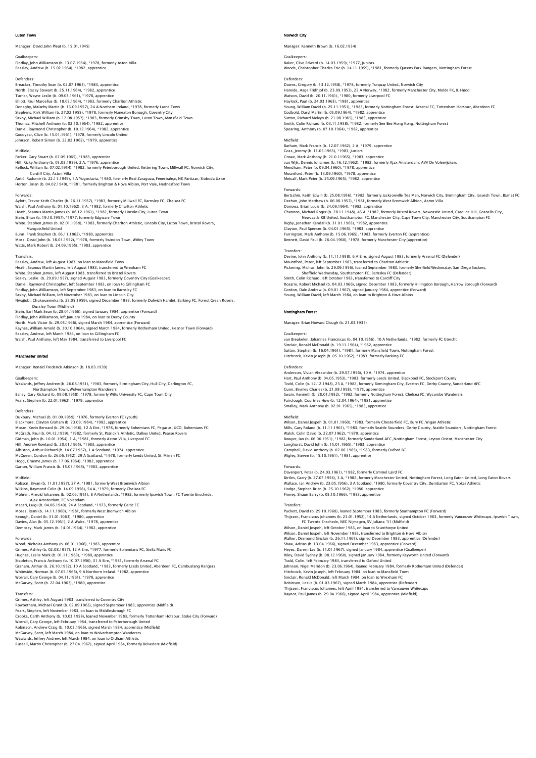## Luton Town

Manager: David John Pleat (b. 15.01.1945)

Goalkeepers:
Findlay, John Williamson (b. 13.07.1954), *1978, formerly Aston Villa
Beasley, Andrew (b. 15.02.1964), *1982, apprentice

Defenders:
Breacker, Timothy Sean (b. 02.07.1965), *1983, apprentice
North, Stacey Stewart (b. 25.11.1964), *1982, apprentice
Turner, Wayne Leslie (b. 09.03.1961), *1978, apprentice
Elliott, Paul Marcellus (b. 18.03.1964), *1983, formerly Charlton Athletic
Donaghy, Malachy Martin (b. 13.09.1957), 24 A Northern Ireland, *1978, formerly Larne Town
Stephens, Kirk William (b. 27.02.1955), *1978, formerly Nuneaton Borough, Coventry City
Saxby, Michael William (b. 12.08.1957), *1983, formerly Grimsby Town, Luton Town, Mansfield Town
Thomas, Mitchell Anthony (b. 02.10.1964), *1982, apprentice
Daniel, Raymond Christopher (b. 10.12.1964), *1982, apprentice
Goodyear, Clive (b. 15.01.1961), *1978, formerly Lincoln United
Johnson, Robert Simon (b. 22.02.1962), *1979, apprentice

Midfield:
Parker, Gary Stuart (b. 07.09.1965), *1983, apprentice
Hill, Ricky Anthony (b. 05.03.1959), 2 A, *1976, apprentice
Kellock, William (b. 07.02.1954), *1982, formerly Peterborough United, Kettering Town, Millwall FC, Norwich City, Cardiff City, Aston Villa
Antić, Radomir (b. 22.11.1949), 1 A Yugoslavia, *1980, formerly Real Zaragoza, Fenerbahçe, NK Partizan, Sloboda Uzice
Horton, Brian (b. 04.02.1949), *1981, formerly Brighton & Hove Albion, Port Vale, Hednesford Town

Forwards:
Aylott, Trevor Keith Charles (b. 26.11.1957), *1983, formerly Millwall FC, Barnsley FC, Chelsea FC
Walsh, Paul Anthony (b. 01.10.1962), 3 A, *1982, formerly Charlton Athletic
Heath, Seamus Martin James (b. 06.12.1961), *1982, formerly Lincoln City, Luton Town
Stein, Brian (b. 19.10.1957), *1977, formerly Edgware Town
White, Stephen James (b. 02.01.1959), *1983, formerly Charlton Athletic, Lincoln City, Luton Town, Bristol Rovers, Mangotsfield United
Bunn, Frank Stephen (b. 06.11.1962), *1980, apprentice
Moss, David John (b. 18.03.1952), *1978, formerly Swindon Town, Witley Town
Watts, Mark Robert (b. 24.09.1965), *1983, apprentice

Transfers:
Beasley, Andrew, left August 1983, on loan to Mansfield Town
Heath, Seamus Martin James, left August 1983, transferred to Wrexham FC
White, Stephen James, left August 1983, transferred to Bristol Rovers
Sealey, Leslie (b. 29.09.1957), signed August 1983, formerly Coventry City (Goalkeeper)
Daniel, Raymond Christopher, left September 1983, on loan to Gillingham FC
Findlay, John Williamson, left September 1983, on loan to Barnsley FC
Saxby, Michael William, left November 1983, on loan to Lincoln City
Nwajiobi, Chukwuemeka (b. 25.05.1959), signed December 1983, formerly Dulwich Hamlet, Barking FC, Forest Green Rovers, Dursley Town (Midfield)
Stein, Earl Mark Sean (b. 28.01.1966), signed January 1984, apprentice (Forward)
Findlay, John Williamson, left January 1984, on loan to Derby County
North, Mark Victor (b. 29.05.1966), signed March 1984, apprentice (Forward)
Raynes, William Arnold (b. 30.10.1964), signed March 1984, formerly Rotherham United, Heanor Town (Forward)
Beasley, Andrew, left March 1984, on loan to Gillingham FC
Walsh, Paul Anthony, left May 1984, transferred to Liverpool FC

## Manchester United

Manager: Ronald Frederick Atkinson (b. 18.03.1939)

Goalkeepers:
Wealands, Jeffrey Andrew (b. 26.08.1951), *1983, formerly Birmingham City, Hull City, Darlington FC, Northampton Town, Wolverhampton Wanderers
Bailey, Gary Richard (b. 09.08.1958), *1978, formerly Wits University FC, Cape Town City
Pears, Stephen (b. 22.01.1962), *1979, apprentice

Defenders:
Duxbury, Michael (b. 01.09.1959), *1976, formerly Everton FC (youth)
Blackmore, Clayton Graham (b. 23.09.1964), *1982, apprentice
Moran, Kevin Bernard (b. 29.04.1956), 12 A Eire, *1978, formerly Bohemians FC, Pegasus, UCD, Bohemians FC
McGrath, Paul (b. 04.12.1959), *1982, formerly St. Patrick's Athletic, Dalkey United, Pearse Rovers
Gidman, John (b. 10.01.1954), 1 A, *1981, formerly Aston Villa, Liverpool FC
Hill, Andrew Rowland (b. 20.01.1965), *1983, apprentice
Albiston, Arthur Richard (b. 14.07.1957), 1 A Scotland, *1974, apprentice
McQueen, Gordon (b. 26.06.1952), 29 A Scotland, *1978, formerly Leeds United, St. Mirren FC
Hogg, Graeme James (b. 17.06.1964), *1982, apprentice
Garton, William Francis (b. 15.03.1965), *1983, apprentice

Midfield:
Robson, Bryan (b. 11.01.1957), 27 A, *1981, formerly West Bromwich Albion
Wilkins, Raymond Colin (b. 14.09.1956), 54 A, *1979, formerly Chelsea FC
Mühren, Arnold Johannes (b. 02.06.1951), 8 A Netherlands, *1982, formerly Ipswich Town, FC Twente Enschede, Ajax Amsterdam, FC Volendam
Macari, Luigi (b. 04.06.1949), 24 A Scotland, *1973, formerly Celtic FC
Moses, Remi (b. 14.11.1960), *1981, formerly West Bromwich Albion
Keough, Daniel (b. 31.01.1963), *1980, apprentice
Davies, Alan (b. 05.12.1961), 2 A Wales, *1978, apprentice
Dempsey, Mark James (b. 14.01.1964), *1982, apprentice

Forwards:
Wood, Nicholas Anthony (b. 06.01.1966), *1983, apprentice
Grimes, Ashley (b. 02.08.1957), 12 A Eire, *1977, formerly Bohemians FC, Stella Maris FC
Hughes, Leslie Mark (b. 01.11.1963), *1980, apprentice
Stapleton, Francis Anthony (b. 10.07.1956), 31 A Eire, *1981, formerly Arsenal FC
Graham, Arthur (b. 26.10.1952), 10 A Scotland, *1983, formerly Leeds United, Aberdeen FC, Cambuslang Rangers
Whiteside, Norman (b. 07.05.1965), 9 A Northern Ireland, *1982, apprentice
Worrall, Gary George (b. 04.11.1961), *1978, apprentice
McGarvey, Scott (b. 22.04.1963), *1980, apprentice

Transfers:
Grimes, Ashley, left August 1983, transferred to Coventry City
Rowbotham, Michael Grant (b. 02.09.1965), signed September 1983, apprentice (Midfield)
Pears, Stephen, left November 1983, on loan to Middlesbrough FC
Crooks, Garth Anthony (b. 10.03.1958), loaned November 1983, formerly Tottenham Hotspur, Stoke City (Forward)
Worrall, Gary George, left February 1984, transferred to Peterborough United
Robinson, Andrew Craig (b. 10.03.1966), signed March 1984, apprentice (Midfield)
McGarvey, Scott, left March 1984, on loan to Wolverhampton Wanderers
Wealands, Jeffrey Andrew, left March 1984, on loan to Oldham Athletic
Russell, Martin Christopher (b. 27.04.1967), signed April 1984, formerly Belvedere (Midfield)

## Norwich City

Manager: Kenneth Brown (b. 16.02.1934)

Goalkeepers:
Baker, Clive Edward (b. 14.03.1959), *1977, Juniors
Woods, Christopher Charles Eric (b. 14.11.1959), *1981, formerly Queens Park Rangers, Nottingham Forest

Defenders:
Downs, Gregory (b. 13.12.1958), *1978, formerly Torquay United, Norwich City
Hareide, Aage Fridhjof (b. 23.09.1953), 22 A Norway, *1982, formerly Manchester City, Molde FK, IL Hødd
Watson, David (b. 20.11.1961), *1980, formerly Liverpool FC
Haylock, Paul (b. 24.03.1963), *1981, apprentice
Young, William David (b. 25.11.1951), *1983, formerly Nottingham Forest, Arsenal FC, Tottenham Hotspur, Aberdeen FC
Godbold, Daryl Martin (b. 05.09.1964), *1982, apprentice
Sutton, Richard Melvyn (b. 21.08.1965), *1983, apprentice
Smith, Colin Richard (b. 03.11.1958), *1982, formerly See Bee Hong Kong, Nottingham Forest
Spearing, Anthony (b. 07.10.1964), *1982, apprentice

Midfield:
Barham, Mark Francis (b. 12.07.1962), 2 A, *1979, apprentice
Goss, Jeremy (b. 11.05.1965), *1983, Juniors
Crowe, Mark Anthony (b. 21.01.1965), *1983, apprentice
van Wijk, Dennis Johannes (b. 16.12.1962), *1982, formerly Ajax Amsterdam, AVV De Volewijckers
Mendham, Peter (b. 09.04.1960), *1978, apprentice
Mountford, Peter (b. 13.09.1960), *1978, apprentice
Metcalf, Mark Peter (b. 25.09.1965), *1982, apprentice

Forwards:
Bertschin, Keith Edwin (b. 25.08.1956), *1982, formerly Jacksonville Tea Men, Norwich City, Birmingham City, Ipswich Town, Barnet FC
Deehan, John Matthew (b. 06.08.1957), *1981, formerly West Bromwich Albion, Aston Villa
Donowa, Brian Louie (b. 24.09.1964), *1982, apprentice
Channon, Michael Roger (b. 28.11.1948), 46 A, *1982, formerly Bristol Rovers, Newcastle United, Caroline Hill, Gosnells City, Newcastle KB United, Southampton FC, Manchester City, Cape Town City, Manchester City, Southampton FC
Rigby, Jonathan Kendall (b. 31.01.1965), *1982, apprentice
Clayton, Paul Spencer (b. 04.01.1965), *1983, apprentice
Farrington, Mark Anthony (b. 15.06.1965), *1983, formerly Everton FC (apprentice)
Bennett, David Paul (b. 26.04.1960), *1978, formerly Manchester City (apprentice)

Transfers:
Devine, John Anthony (b. 11.11.1958), 6 A Eire, signed August 1983, formerly Arsenal FC (Defender)
Mountford, Peter, left September 1983, transferred to Charlton Athletic
Pickering, Michael John (b. 29.09.1956), loaned September 1983, formerly Sheffield Wednesday, San Diego Sockers, Sheffield Wednesday, Southampton FC, Barnsley FC (Defender)
Smith, Colin Richard, left October 1983, transferred to Cardiff City
Rosario, Robert Michael (b. 04.03.1966), signed December 1983, formerly Hillingdon Borough, Harrow Borough (Forward)
Gordon, Dale Andrew (b. 09.01.1967), signed January 1984, apprentice (Forward)
Young, William David, left March 1984, on loan to Brighton & Hove Albion

## Nottingham Forest

Manager: Brian Howard Clough (b. 21.03.1935)

Goalkeepers:
van Breukelen, Johannes Franciscus (b. 04.10.1956), 10 A Netherlands, *1982, formerly FC Utrecht
Sinclair, Ronald McDonald (b. 19.11.1964), *1982, apprentice
Sutton, Stephen (b. 16.04.1961), *1981, formerly Mansfield Town, Nottingham Forest
Hitchcock, Kevin Joseph (b. 05.10.1962), *1983, formerly Barking FC

Defenders:
Anderson, Vivian Alexander (b. 29.07.1956), 10 A, *1974, apprentice
Hart, Paul Anthony (b. 04.05.1953), *1983, formerly Leeds United, Blackpool FC, Stockport County
Todd, Colin (b. 12.12.1948), 23 A, *1982, formerly Birmingham City, Everton FC, Derby County, Sunderland AFC
Gunn, Bryn[l]ey Charles (b. 21.08.1958), *1975, apprentice
Swain, Kenneth (b. 28.01.1952), *1982, formerly Nottingham Forest, Chelsea FC, Wycombe Wanderers
Fairclough, Courtney Huw (b. 12.04.1964), *1981, apprentice
Smalley, Mark Anthony (b. 02.01.1965), *1983, apprentice

Midfield:
Wilson, Daniel Jospeh (b. 01.01.1960), *1983, formerly Chesterfield FC, Bury FC, Wigan Athletic
Mills, Gary Roland (b. 11.11.1961), *1983, formerly Seattle Sounders, Derby County, Seattle Sounders, Nottingham Forest
Walsh, Colin David (b. 22.07.1962), *1979, apprentice
Bowyer, Ian (b. 06.06.1951), *1982, formerly Sunderland AFC, Nottingham Forest, Leyton Orient, Manchester City
Longhurst, David John (b. 15.01.1965), *1983, apprentice
Campbell, David Anthony (b. 02.06.1965), *1983, formerly Oxford BC
Wigley, Steven (b. 15.10.1961), *1981, apprentice

Forwards:
Davenport, Peter (b. 24.03.1961), *1982, formerly Cammel Laird FC
Birtles, Garry (b. 27.07.1956), 3 A, *1982, formerly Manchester United, Nottingham Forest, Long Eaton United, Long Eaton Rovers
Wallace, Ian Andrew (b. 23.05.1956), 3 A Scotland, *1980, formerly Coventry City, Dumbarton FC, Yoker Athletic
Hodge, Stephen Brian (b. 25.10.1962), *1980, apprentice
Finney, Shaun Barry (b. 05.10.1966), *1983, apprentice

Transfers:
Puckett, David (b. 29.10.1960), loaned September 1983, formerly Southampton FC (Forward)
Thijssen, Franciscus Johannes (b. 23.01.1952), 14 A Netherlands, signed October 1983, formerly Vancouver Whitecaps, Ipswich Town, FC Twente Enschede, NEC Nijmegen, SV Juliana '31 (Midfield)
Wilson, Daniel Jospeh, left October 1983, on loan to Scunthorpe United
Wilson, Daniel Jospeh, left November 1983, transferred to Brighton & Hove Albion
Walker, Desmond Sinclair (b. 26.11.1965), signed December 1983, apprentice (Defender)
Shaw, Adrian (b. 13.04.1966), signed December 1983, apprentice (Forward)
Heyes, Darren Lee (b. 11.01.1967), signed January 1984, apprentice (Goalkeeper)
Riley, David Sydney (b. 08.12.1960), signed January 1984, formerly Keyworth United (Forward)
Todd, Colin, left February 1984, transferred to Oxford United
Johnson, Nigel Meridon (b. 23.06.1964), loaned February 1984, formerly Rotherham United (Defender)
Hitchcock, Kevin Joseph, left February 1984, on loan to Mansfield Town
Sinclair, Ronald McDonald, left March 1984, on loan to Wrexham FC
Robinson, Leslie (b. 01.03.1967), signed March 1984, apprentice (Defender)
Thijssen, Franciscus Johannes, left April 1984, transferred to Vancouver Whitecaps
Raynor, Paul James (b. 29.04.1966), signed April 1984, apprentice (Midfield)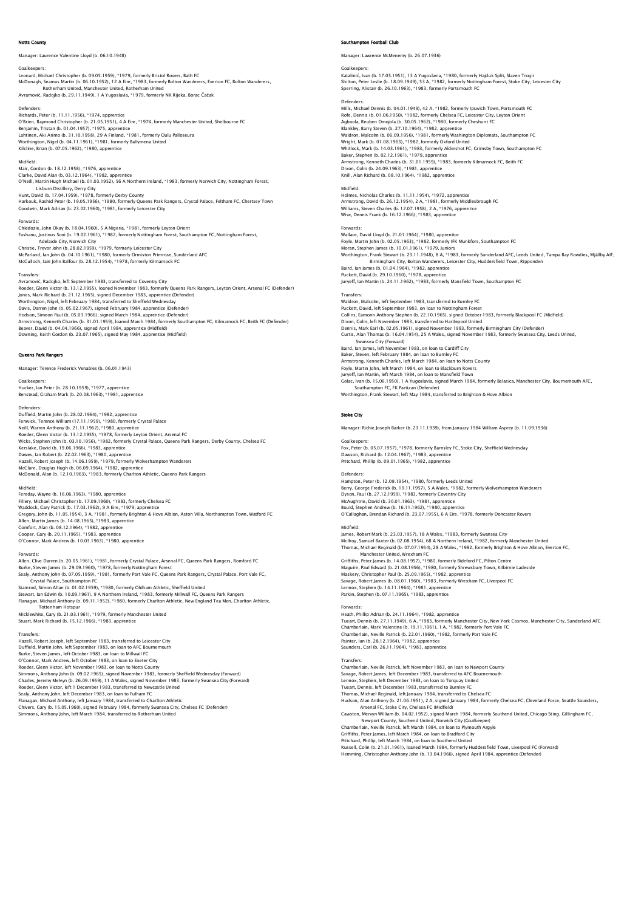## Notts County

Manager: Laurence Valentine Lloyd (b. 06.10.1948)

Goalkeepers:
Leonard, Michael Christopher (b. 09.05.1959), *1979, formerly Bristol Rovers, Bath FC
McDonagh, Seamus Martin (b. 06.10.1952), 12 A Eire, *1983, formerly Bolton Wanderers, Everton FC, Bolton Wanderers, Rotherham United, Manchester United, Rotherham United
Avramović, Radojko (b. 29.11.1949), 1 A Yugoslavia, *1979, formerly NK Rijeka, Borac Čačak

Defenders:
Richards, Peter (b. 11.11.1956), *1974, apprentice
O'Brien, Raymond Christopher (b. 21.05.1951), 4 A Eire, *1974, formerly Manchester United, Shelbourne FC
Benjamin, Tristan (b. 01.04.1957), *1975, apprentice
Lahtinen, Aki Arimo (b. 31.10.1958), 29 A Finland, *1981, formerly Oulu Palloseura
Worthington, Nigel (b. 04.11.1961), *1981, formerly Ballymena United
Kilcline, Brian (b. 07.05.1962), *1980, apprentice

Midfield:
Mair, Gordon (b. 18.12.1958), *1976, apprentice
Clarke, David Alan (b. 03.12.1964), *1982, apprentice
O'Neill, Martin Hugh Michael (b. 01.03.1952), 56 A Northern Ireland, *1983, formerly Norwich City, Nottingham Forest, Lisburn Distillery, Derry City
Hunt, David (b. 17.04.1959), *1978, formerly Derby County
Harkouk, Rashid Peter (b. 19.05.1956), *1980, formerly Queens Park Rangers, Crystal Palace, Feltham FC, Chertsey Town
Goodwin, Mark Adrian (b. 23.02.1960), *1981, formerly Leicester City

Forwards:
Chiedozie, John Okay (b. 18.04.1960), 5 A Nigeria, *1981, formerly Leyton Orient
Fashanu, Justinus Soni (b. 19.02.1961), *1982, formerly Nottingham Forest, Southampton FC, Nottingham Forest, Adelaide City, Norwich City
Christie, Trevor John (b. 28.02.1959), *1979, formerly Leicester City
McParland, Ian John (b. 04.10.1961), *1980, formerly Ormiston Primrose, Sunderland AFC
McCulloch, Iain John Balfour (b. 28.12.1954), *1978, formerly Kilmarnock FC

Transfers:
Avramović, Radojko, left September 1983, transferred to Coventry City
Roeder, Glenn Victor (b. 13.12.1955), loaned November 1983, formerly Queens Park Rangers, Leyton Orient, Arsenal FC (Defender)
Jones, Mark Richard (b. 21.12.1965), signed December 1983, apprentice (Defender)
Worthington, Nigel, left February 1984, transferred to Sheffield Wednesday
Davis, Darren John (b. 05.02.1967), signed February 1984, apprentice (Defender)
Hodson, Simeon Paul (b. 05.03.1966), signed March 1984, apprentice (Defender)
Armstrong, Kenneth Charles (b. 31.01.1959), loaned March 1984, formerly Southampton FC, Kilmarnock FC, Beith FC (Defender)
Beaver, David (b. 04.04.1966), signed April 1984, apprentice (Midfield)
Downing, Keith Gordon (b. 23.07.1965), signed May 1984, apprentice (Midfield)

## Queens Park Rangers

Manager: Terence Frederick Venables (b. 06.01.1943)

Goalkeepers:
Hucker, Ian Peter (b. 28.10.1959), *1977, apprentice
Benstead, Graham Mark (b. 20.08.1963), *1981, apprentice

Defenders:
Duffield, Martin John (b. 28.02.1964), *1982, apprentice
Fenwick, Terence William (17.11.1959), *1980, formerly Crystal Palace
Neill, Warren Anthony (b. 21.11.1962), *1980, apprentice
Roeder, Glenn Victor (b. 13.12.1955), *1978, formerly Leyton Orient, Arsenal FC
Wicks, Stephen John (b. 03.10.1956), *1982, formerly Crystal Palace, Queens Park Rangers, Derby County, Chelsea FC
Kerslake, David (b. 19.06.1966), *1983, apprentice
Dawes, Ian Robert (b. 22.02.1963), *1980, apprentice
Hazell, Robert Joseph (b. 14.06.1959), *1979, formerly Wolverhampton Wanderers
McClure, Douglas Hugh (b. 06.09.1964), *1982, apprentice
McDonald, Alan (b. 12.10.1963), *1983, formerly Charlton Athletic, Queens Park Rangers

Midfield:
Fereday, Wayne (b. 16.06.1963), *1980, apprentice
Fillery, Michael Christopher (b. 17.09.1960), *1983, formerly Chelsea FC
Waddock, Gary Patrick (b. 17.03.1962), 9 A Eire, *1979, apprentice
Gregory, John (b. 11.05.1954), 3 A, *1981, formerly Brighton & Hove Albion, Aston Villa, Northampton Town, Watford FC
Allen, Martin James (b. 14.08.1965), *1983, apprentice
Comfort, Alan (b. 08.12.1964), *1982, apprentice
Cooper, Gary (b. 20.11.1965), *1983, apprentice
O'Connor, Mark Andrew (b. 10.03.1963), *1980, apprentice

Forwards:
Allen, Clive Darren (b. 20.05.1961), *1981, formerly Crystal Palace, Arsenal FC, Queens Park Rangers, Romford FC
Burke, Steven James (b. 29.09.1960), *1978, formerly Nottingham Forest
Sealy, Anthony John (b. 07.05.1959), *1981, formerly Port Vale FC, Queens Park Rangers, Crystal Palace, Port Vale FC, Crystal Palace, Southampton FC
Stainrod, Simon Allan (b. 01.02.1959), *1980, formerly Oldham Athletic, Sheffield United
Stewart, Ian Edwin (b. 10.09.1961), 9 A Northern Ireland, *1983, formerly Millwall FC, Queens Park Rangers
Flanagan, Michael Anthony (b. 09.11.1952), *1980, formerly Charlton Athletic, New England Tea Men, Charlton Athletic, Tottenham Hotspur
Micklewhite, Gary (b. 21.03.1961), *1979, formerly Manchester United
Stuart, Mark Richard (b. 15.12.1966), *1983, apprentice

Transfers:
Hazell, Robert Joseph, left September 1983, transferred to Leicester City
Duffield, Martin John, left September 1983, on loan to AFC Bournemouth
Burke, Steven James, left October 1983, on loan to Millwall FC
O'Connor, Mark Andrew, left October 1983, on loan to Exeter City
Roeder, Glenn Victor, left November 1983, on loan to Notts County
Simmons, Anthony John (b. 09.02.1965), signed November 1983, formerly Sheffield Wednesday (Forward)
Charles, Jeremy Melvyn (b. 26.09.1959), 11 A Wales, signed November 1983, formerly Swansea City (Forward)
Roeder, Glenn Victor, left 1 December 1983, transferred to Newcastle United
Sealy, Anthony John, left December 1983, on loan to Fulham FC
Flanagan, Michael Anthony, left January 1984, transferred to Charlton Athletic
Chivers, Gary (b. 15.05.1960), signed February 1984, formerly Swansea City, Chelsea FC (Defender)
Simmons, Anthony John, left March 1984, transferred to Rotherham United

## Southampton Football Club

Manager: Lawrence McMenemy (b. 26.07.1936)

Goalkeepers:
Katalinić, Ivan (b. 17.05.1951), 13 A Yugoslavia, *1980, formerly Hajduk Split, Slaven Trogir
Shilton, Peter Leslie (b. 18.09.1949), 53 A, *1982, formerly Nottingham Forest, Stoke City, Leicester City
Sperring, Alistair (b. 26.10.1963), *1983, formerly Portsmouth FC

Defenders:
Mills, Michael Dennis (b. 04.01.1949), 42 A, *1982, formerly Ipswich Town, Portsmouth FC
Rofe, Dennis (b. 01.06.1950), *1982, formerly Chelsea FC, Leicester City, Leyton Orient
Agboola, Reuben Omojola (b. 30.05.1962), *1980, formerly Cheshunt FC
Blankley, Barry Steven (b. 27.10.1964), *1982, apprentice
Waldron, Malcolm (b. 06.09.1956), *1981, formerly Washington Diplomats, Southampton FC
Wright, Mark (b. 01.08.1963), *1982, formerly Oxford United
Whitlock, Mark (b. 14.03.1961), *1983, formerly Aldershot FC, Grimsby Town, Southampton FC
Baker, Stephen (b. 02.12.1961), *1979, apprentice
Armstrong, Kenneth Charles (b. 31.01.1959), *1983, formerly Kilmarnock FC, Beith FC
Dixon, Colin (b. 24.09.1963), *1981, apprentice
Knill, Alan Richard (b. 08.10.1964), *1982, apprentice

Midfield:
Holmes, Nicholas Charles (b. 11.11.1954), *1972, apprentice
Armstrong, David (b. 26.12.1954), 2 A, *1981, formerly Middlesbrough FC
Williams, Steven Charles (b. 12.07.1958), 2 A, *1976, apprentice
Wise, Dennis Frank (b. 16.12.1966), *1983, apprentice

Forwards:
Wallace, David Lloyd (b. 21.01.1964), *1980, apprentice
Foyle, Martin John (b. 02.05.1963), *1982, formerly IFK Munkfors, Southampton FC
Moran, Stephen James (b. 10.01.1961), *1979, Juniors
Worthington, Frank Stewart (b. 23.11.1948), 8 A, *1983, formerly Sunderland AFC, Leeds United, Tampa Bay Rowdies, Mjällby AIF, Birmingham City, Bolton Wanderers, Leicester City, Huddersfield Town, Ripponden
Baird, Ian James (b. 01.04.1964), *1982, apprentice
Puckett, David (b. 29.10.1960), *1978, apprentice
Juryeff, Ian Martin (b. 24.11.1962), *1983, formerly Mansfield Town, Southampton FC

Transfers:
Waldron, Malcolm, left September 1983, transferred to Burnley FC
Puckett, David, left September 1983, on loan to Nottingham Forest
Collins, Eamonn Anthony Stephen (b. 22.10.1965), signed October 1983, formerly Blackpool FC (Midfield)
Dixon, Colin, left November 1983, transferred to Hartlepool United
Dennis, Mark Earl (b. 02.05.1961), signed November 1983, formerly Birmingham City (Defender)
Curtis, Alan Thomas (b. 16.04.1954), 25 A Wales, signed November 1983, formerly Swansea City, Leeds United, Swansea City (Forward)
Baird, Ian James, left November 1983, on loan to Cardiff City
Baker, Steven, left February 1984, on loan to Burnley FC
Armstrong, Kenneth Charles, left March 1984, on loan to Notts County
Foyle, Martin John, left March 1984, on loan to Blackburn Rovers
Juryeff, Ian Martin, left March 1984, on loan to Mansfield Town
Golac, Ivan (b. 15.06.1950), 1 A Yugoslavia, signed March 1984, formerly Belasica, Manchester City, Bournemouth AFC, Southampton FC, FK Partizan (Defender)
Worthington, Frank Stewart, left May 1984, transferred to Brighton & Hove Albion

## Stoke City

Manager: Richie Joseph Barker (b. 23.11.1939), from January 1984 William Asprey (b. 11.09.1936)

Goalkeepers:
Fox, Peter (b. 05.07.1957), *1978, formerly Barnsley FC, Stoke City, Sheffield Wednesday
Dawson, Richard (b. 12.04.1967), *1983, apprentice
Pritchard, Phillip (b. 09.01.1965), *1982, apprentice

Defenders:
Hampton, Peter (b. 12.09.1954), *1980, formerly Leeds United
Berry, George Frederick (b. 19.11.1957), 5 A Wales, *1982, formerly Wolverhampton Wanderers
Dyson, Paul (b. 27.12.1959), *1983, formerly Coventry City
McAughtrie, David (b. 30.01.1963), *1981, apprentice
Bould, Stephen Andrew (b. 16.11.1962), *1980, apprentice
O'Callaghan, Brendan Richard (b. 23.07.1955), 6 A Eire, *1978, formerly Doncaster Rovers

Midfield:
James, Robert Mark (b. 23.03.1957), 18 A Wales, *1983, formerly Swansea City
McIlroy, Samuel Baxter (b. 02.08.1954), 68 A Northern Ireland, *1982, formerly Manchester United
Thomas, Michael Reginald (b. 07.07.1954), 28 A Wales, *1982, formerly Brighton & Hove Albion, Everton FC, Manchester United, Wrexham FC
Griffiths, Peter James (b. 14.08.1957), *1980, formerly Bideford FC, Pilton Centre
Maguire, Paul Edward (b. 21.08.1956), *1980, formerly Shrewsbury Town, Kilbirnie Ladeside
Maskery, Christopher Paul (b. 25.09.1965), *1982, apprentice
Savage, Robert James (b. 08.01.1960), *1983, formerly Wrexham FC, Liverpool FC
Lennox, Stephen (b. 14.11.1964), *1981, apprentice
Parkin, Stephen (b. 07.11.1965), *1983, apprentice

Forwards:
Heath, Phillip Adrian (b. 24.11.1964), *1982, apprentice
Tueart, Dennis (b. 27.11.1949), 6 A, *1983, formerly Manchester City, New York Cosmos, Manchester City, Sunderland AFC
Chamberlain, Mark Valentine (b. 19.11.1961), 1 A, *1982, formerly Port Vale FC
Chamberlain, Neville Patrick (b. 22.01.1960), *1982, formerly Port Vale FC
Painter, Ian (b. 28.12.1964), *1982, apprentice
Saunders, Carl (b. 26.11.1964), *1983, apprentice

Transfers:
Chamberlain, Neville Patrick, left November 1983, on loan to Newport County
Savage, Robert James, left December 1983, transferred to AFC Bournemouth
Lennox, Stephen, left December 1983, on loan to Torquay United
Tueart, Dennis, left December 1983, transferred to Burnley FC
Thomas, Michael Reginald, left January 1984, transferred to Chelsea FC
Hudson, Alan Anthony (b. 21.06.1951), 2 A, signed January 1984, formerly Chelsea FC, Cleveland Force, Seattle Sounders, Arsenal FC, Stoke City, Chelsea FC (Midfield)
Cawston, Mervyn William (b. 04.02.1952), signed March 1984, formerly Southend United, Chicago Sting, Gillingham FC, Newport County, Southend United, Norwich City (Goalkeeper)
Chamberlain, Neville Patrick, left March 1984, on loan to Plymouth Argyle
Griffiths, Peter James, left March 1984, on loan to Bradford City
Pritchard, Phillip, left March 1984, on loan to Southend United
Russell, Colin (b. 21.01.1961), loaned March 1984, formerly Huddersfield Town, Liverpool FC (Forward)
Hemming, Christopher Anthony John (b. 13.04.1966), signed April 1984, apprentice (Defender)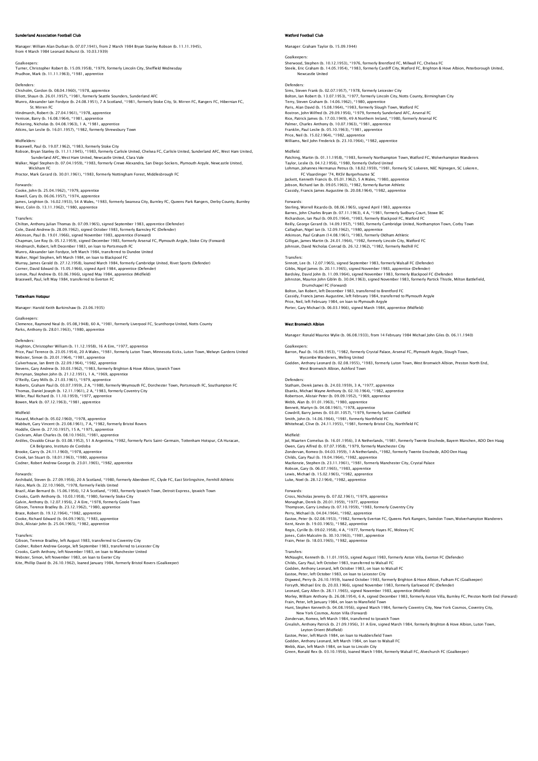## Sunderland Association Football Club

Manager: William Alan Durban (b. 07.07.1941), from 2 March 1984 Bryan Stanley Robson (b. 11.11.1945), from 4 March 1984 Leonard Ashurst (b. 10.03.1939)

Goalkeepers:
Turner, Christopher Robert (b. 15.09.1958), *1979, formerly Lincoln City, Sheffield Wednesday
Prudhoe, Mark (b. 11.11.1963), *1981, apprentice

Defenders:
Chisholm, Gordon (b. 08.04.1960), *1978, apprentice
Elliott, Shaun (b. 26.01.1957), *1981, formerly Seattle Sounders, Sunderland AFC
Munro, Alexander Iain Fordyce (b. 24.08.1951), 7 A Scotland, *1981, formerly Stoke City, St. Mirren FC, Rangers FC, Hibernian FC, St. Mirren FC
Hindmarch, Robert (b. 27.04.1961), *1978, apprentice
Venison, Barry (b. 16.08.1964), *1981, apprentice
Pickering, Nicholas (b. 04.08.1963), 1 A, *1981, apprentice
Atkins, Ian Leslie (b. 16.01.1957), *1982, formerly Shrewsbury Town

Midfielders:
Bracewell, Paul (b. 19.07.1962), *1983, formerly Stoke City
Robson, Bryan Stanley (b. 11.11.1945), *1983, formerly Carlisle United, Chelsea FC, Carlisle United, Sunderland AFC, West Ham United, Sunderland AFC, West Ham United, Newcastle United, Clara Vale
Walker, Nigel Stephen (b. 07.04.1959), *1983, formerly Crewe Alexandra, San Diego Sockers, Plymouth Argyle, Newcastle United, Wickham FC
Proctor, Mark Gerard (b. 30.01.1961), *1983, formerly Nottingham Forest, Middlesbrough FC

Forwards:
Cooke, John (b. 25.04.1962), *1979, apprentice
Rowell, Gary (b. 06.06.1957), *1974, apprentice
James, Leighton (b. 16.02.1953), 54 A Wales, *1983, formerly Swansea City, Burnley FC, Queens Park Rangers, Derby County, Burnley
West, Colin (b. 13.11.1962), *1980, apprentice

Transfers:
Chilton, Anthony Julian Thomas (b. 07.09.1965), signed September 1983, apprentice (Defender)
Cole, David Andrew (b. 28.09.1962), signed October 1983, formerly Barnsley FC (Defender)
Atkinson, Paul (b. 19.01.1966), signed November 1983, apprentice (Forward)
Chapman, Lee Roy (b. 05.12.1959), signed December 1983, formerly Arsenal FC, Plymouth Argyle, Stoke City (Forward)
Hindmarch, Robert, left December 1983, on loan to Portsmouth FC
Munro, Alexander Iain Fordyce, left March 1984, transferred to Dundee United
Walker, Nigel Stephen, left March 1984, on loan to Blackpool FC
Murray, James Gerald (b. 27.12.1958), loaned March 1984, formerly Cambridge United, Rivet Sports (Defender)
Corner, David Edward (b. 15.05.1966), signed April 1984, apprentice (Defender)
Lemon, Paul Andrew (b. 03.06.1966), signed May 1984, apprentice (Midfield)
Bracewell, Paul, left May 1984, transferred to Everton FC

## Tottenham Hotspur

Manager: Harold Keith Burkinshaw (b. 23.06.1935)

Goalkeepers:
Clemence, Raymond Neal (b. 05.08,1948), 60 A, *1981, formerly Liverpool FC, Scunthorpe United, Notts County
Parks, Anthony (b. 28.01.1963), *1980, apprentice

Defenders:
Hughton, Christopher William (b. 11.12.1958), 16 A Eire, *1977, apprentice
Price, Paul Terence (b. 23.05.1954), 20 A Wales, *1981, formerly Luton Town, Minnesota Kicks, Luton Town, Welwyn Gardens United
Webster, Simon (b. 20.01.1964), *1981, apprentice
Culverhouse, Ian Brett (b. 22.09.1964), *1982, apprentice
Stevens, Gary Andrew (b. 30.03.1962), *1983, formerly Brighton & Hove Albion, Ipswich Town
Perryman, Stephen John (b. 21.12.1951), 1 A, *1969, apprentice
O'Reilly, Gary Mills (b. 21.03.1961), *1979, apprentice
Roberts, Graham Paul (b. 03.07.1959), 2 A, *1980, formerly Weymouth FC, Dorchester Town, Portsmouth FC, Southampton FC
Thomas, Daniel Joseph (b. 12.11.1961), 2 A, *1983, formerly Coventry City
Miller, Paul Richard (b. 11.10.1959), *1977, apprentice
Bowen, Mark (b. 07.12.1963), *1981, apprentice

Midfield:
Hazard, Michael (b. 05.02.1960), *1978, apprentice
Mabbutt, Gary Vincent (b. 23.08.1961), 7 A, *1982, formerly Bristol Rovers
Hoddle, Glenn (b. 27.10.1957), 15 A, *1975, apprentice
Cockram, Allan Charles (b. 08.10.1963), *1981, apprentice
Ardiles, Osvaldo César (b. 03.08.1952), 51 A Argentina, *1982, formerly Paris Saint-Germain, Tottenham Hotspur, CA Huracan, CA Belgrano, Instituto de Cordoba
Brooke, Garry (b. 24.11.1960), *1978, apprentice
Crook, Ian Stuart (b. 18.01.1963), *1980, apprentice
Codner, Robert Andrew George (b. 23.01.1965), *1982, apprentice

Forwards:
Archibald, Steven (b. 27.09.1956), 20 A Scotland, *1980, formerly Aberdeen FC, Clyde FC, East Stirlingshire, Fernhill Athletic
Falco, Mark (b. 22.10.1960), *1978, formerly Fields United
Brazil, Alan Bernard (b. 15.06.1956), 12 A Scotland, *1983, formerly Ipswich Town, Detroit Express, Ipswich Town
Crooks, Garth Anthony (b. 10.03.1958), *1980, formerly Stoke City
Galvin, Anthony (b. 12.07.1956), 2 A Eire, *1978, formerly Goole Town
Gibson, Terence Bradley (b. 23.12.1962), *1980, apprentice
Brace, Robert (b. 19.12.1964), *1982, apprentice
Cooke, Richard Edward (b. 04.09.1965), *1983, apprentice
Dick, Alistair John (b. 25.04.1965), *1982, apprentice

Transfers:
Gibson, Terence Bradley, left August 1983, transferred to Coventry City
Codner, Robert Andrew George, left September 1983, transferred to Leicester City
Crooks, Garth Anthony, left November 1983, on loan to Manchester United
Webster, Simon, left November 1983, on loan to Exeter City
Kite, Phillip David (b. 26.10.1962), loaned January 1984, formerly Bristol Rovers (Goalkeeper)

## Watford Football Club

Manager: Graham Taylor (b. 15.09.1944)

Goalkeepers:
Sherwood, Stephen (b. 10.12.1953), *1976, formerly Brentford FC, Millwall FC, Chelsea FC
Steele, Eric Graham (b. 14.05.1954), *1983, formerly Cardiff City, Watford FC, Brighton & Hove Albion, Peterborough United, Newcastle United

Defenders:
Sims, Steven Frank (b. 02.07.1957), *1978, formerly Leicester City
Bolton, Ian Robert (b. 13.07.1953), *1977, formerly Lincoln City, Notts County, Birmingham City
Terry, Steven Graham (b. 14.06.1962), *1980, apprentice
Paris, Alan David (b. 15.08.1964), *1983, formerly Slough Town, Watford FC
Rostron, John Wilfred (b. 29.09.1956), *1979, formerly Sunderland AFC, Arsenal FC
Rice, Patrick James (b. 17.03.1949), 49 A Northern Ireland, *1980, formerly Arsenal FC
Palmer, Charles Anthony (b. 10.07.1963), *1981, apprentice
Franklin, Paul Leslie (b. 05.10.1963), *1981, apprentice
Price, Neil (b. 15.02.1964), *1982, apprentice
Williams, Neil John Frederick (b. 23.10.1964), *1982, apprentice

Midfield:
Patching, Martin (b. 01.11.1958), *1983, formerly Northampton Town, Watford FC, Wolverhampton Wanderers
Taylor, Leslie (b. 04.12.1956), *1980, formerly Oxford United
Lohman, Johannes Hermanus Petrus (b. 18.02.1959), *1981, formerly SC Lokeren, NEC Nijmegen, SC Lokeren, FC Vlaardinger '74, RKSV Burgerhoutse SC
Jackett, Kenneth Francis (b. 05.01.1962), 5 A Wales, *1980, apprentice
Jobson, Richard Ian (b. 09.05.1963), *1982, formerly Burton Athletic
Cassidy, Francis James Augustine (b. 20.08.1964), *1982, apprentice

Forwards:
Sterling, Worrell Ricardo (b. 08.06.1965), signed April 1983, apprentice
Barnes, John Charles Bryan (b. 07.11.1963), 4 A, *1981, formerly Sudbury Court, Stowe BC
Richardson, Ian Paul (b. 09.05.1964), *1983, formerly Blackpool FC, Watford FC
Reilly, George Gerard (b. 14.09.1957), *1983, formerly Cambridge United, Northampton Town, Corby Town
Callaghan, Nigel Ian (b. 12.09.1962), *1980, apprentice
Atkinson, Paul Graham (14.08.1961), *1983, formerly Oldham Athletic
Gilligan, James Martin (b. 24.01.1964), *1982, formerly Lincoln City, Watford FC
Johnson, David Nicholas Conrad (b. 26.12.1962), *1982, formerly Redhill FC

Transfers:
Sinnott, Lee (b. 12.07.1965), signed September 1983, formerly Walsall FC (Defender)
Gibbs, Nigel James (b. 20.11.1965), signed November 1983, apprentice (Defender)
Bardsley, David John (b. 11.09.1964), signed November 1983, formerly Blackpool FC (Defender)
Johnston, Maurice John Giblin (b. 30.04.1963), signed November 1983, formerly Partick Thistle, Milton Battlefield, Drumchapel FC (Forward)
Bolton, Ian Robert, left December 1983, transferred to Brentford FC
Cassidy, Francis James Augustine, left February 1984, transferred to Plymouth Argyle
Price, Neil, left February 1984, on loan to Plymouth Argyle
Porter, Gary Michael (b. 06.03.1966), signed March 1984, apprentice (Midfield)

## West Bromwich Albion

Manager: Ronald Maurice Wylie (b. 06.08.1933), from 14 February 1984 Michael John Giles (b. 06.11.1940)

Goalkeepers:
Barron, Paul (b. 16.09.1953), *1982, formerly Crystal Palace, Arsenal FC, Plymouth Argyle, Slough Town, Wycombe Wanderers, Welling United
Godden, Anthony Leonard (b. 02.08.1955), *1983, formerly Luton Town, West Bromwich Albion, Preston North End, West Bromwich Albion, Ashford Town

Defenders:
Statham, Derek James (b. 24.03.1959), 3 A, *1977, apprentice
Ebanks, Michael Wayne Anthony (b. 02.10.1964), *1982, apprentice
Robertson, Alistair Peter (b. 09.09.1952), *1969, apprentice
Webb, Alan (b. 01.01.1963), *1980, apprentice
Bennett, Martyn (b. 04.08.1961), *1978, apprentice
Cowdrill, Barry James (b. 03.01.1057), *1979, formerly Sutton Coldfield
Smith, John (b. 14.06.1964), *1981, formerly Northfield FC
Whitehead, Clive (b. 24.11.1955), *1981, formerly Bristol City, Northfield FC

Midfield:
Jol, Maarten Cornelius (b. 16.01.1956), 3 A Netherlands, *1981, formerly Twente Enschede, Bayern München, ADO Den Haag
Owen, Gary Alfred (b. 07.07.1958), *1979, formerly Manchester City
Zondervan, Romeo (b. 04.03.1959), 1 A Netherlands, *1982, formerly Twente Enschede, ADO Den Haag
Childs, Gary Paul (b. 19.04.1964), *1982, apprentice
MacKenzie, Stephen (b. 23.11.1961), *1981, formerly Manchester City, Crystal Palace
Robson, Gary (b. 06.07.1965), *1983, apprentice
Lewis, Michael (b. 15.02.1965), *1982, apprentice
Luke, Noel (b. 28.12.1964), *1982, apprentice

Forwards:
Cross, Nicholas Jeremy (b. 07.02.1961), *1979, apprentice
Monaghan, Derek (b. 20.01.1959), *1977, apprentice
Thompson, Garry Lindsey (b. 07.10.1959), *1983, formerly Coventry City
Perry, Michael (b. 04.04.1964), *1982, apprentice
Eastoe, Peter (b. 02.08.1953), *1982, formerly Everton FC, Queens Park Rangers, Swindon Town, Wolverhampton Wanderers
Kent, Kevin (b. 19.03.1965), *1982, apprentice
Regis, Cyrille (b. 09.02.1958), 4 A, *1977, formerly Hayes FC, Molesey FC
Jones, Colin Malcolm (b. 30.10.1963), *1981, apprentice
Frain, Peter (b. 18.03.1965), *1982, apprentice

Transfers:
McNaught, Kenneth (b. 11.01.1955), signed August 1983, formerly Aston Villa, Everton FC (Defender)
Childs, Gary Paul, left October 1983, transferred to Walsall FC
Godden, Anthony Leonard, left October 1983, on loan to Walsall FC
Eastoe, Peter, left October 1983, on loan to Leicester City
Digweed, Perry (b. 26.10.1959), loaned October 1983, formerly Brighton & Hove Albion, Fulham FC (Goalkeeper)
Forsyth, Michael Eric (b. 20.03.1966), signed November 1983, formerly Earlswood FC (Defender)
Leonard, Gary Allen (b. 28.11.1965), signed November 1983, apprentice (Midfield)
Morley, William Anthony (b. 26.08.1954), 6 A, signed December 1983, formerly Aston Villa, Burnley FC, Preston North End (Forward)
Frain, Peter, left January 1984, on loan to Mansfield Town
Hunt, Stephen Kenneth (b. 04.08.1956), signed March 1984, formerly Coventry City, New York Cosmos, Coventry City, New York Cosmos, Aston Villa (Forward)
Zondervan, Romeo, left March 1984, transferred to Ipswich Town
Grealish, Anthony Patrick (b. 21.09.1956), 31 A Eire, signed March 1984, formerly Brighton & Hove Albion, Luton Town, Leyton Orient (Midfield)
Eastoe, Peter, left March 1984, on loan to Huddersfield Town
Godden, Anthony Leonard, left March 1984, on loan to Walsall FC
Webb, Alan, left March 1984, on loan to Lincoln City
Green, Ronald Rex (b. 03.10.1956), loaned March 1984, formerly Walsall FC, Alvechurch FC (Goalkeeper)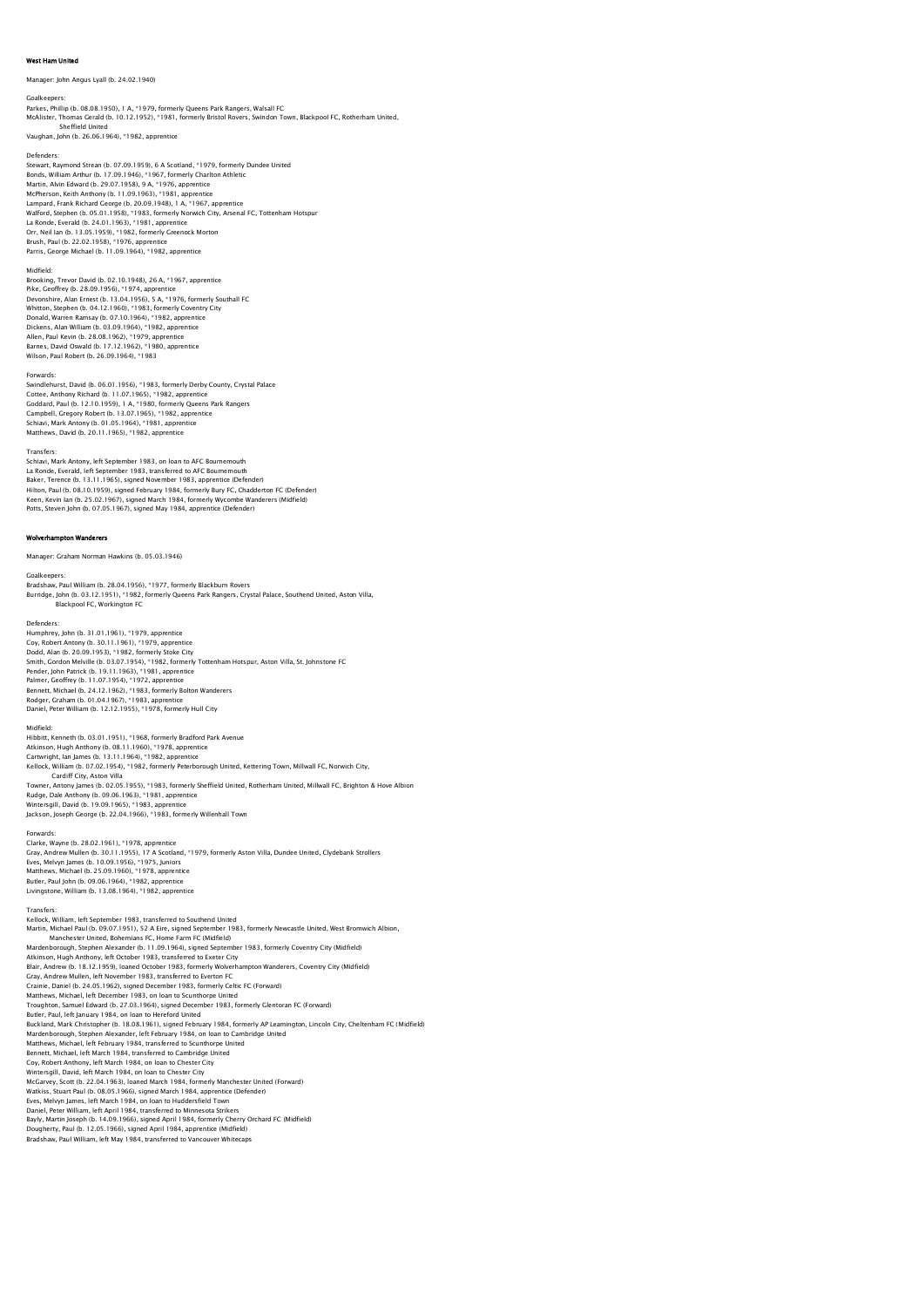**West Ham United**

Manager: John Angus Lyall (b. 24.02.1940)

Goalkeepers:
Parkes, Phillip (b. 08.08.1950), 1 A, *1979, formerly Queens Park Rangers, Walsall FC
McAlister, Thomas Gerald (b. 10.12.1952), *1981, formerly Bristol Rovers, Swindon Town, Blackpool FC, Rotherham United, Sheffield United
Vaughan, John (b. 26.06.1964), *1982, apprentice

Defenders:
Stewart, Raymond Strean (b. 07.09.1959), 6 A Scotland, *1979, formerly Dundee United
Bonds, William Arthur (b. 17.09.1946), *1967, formerly Charlton Athletic
Martin, Alvin Edward (b. 29.07.1958), 9 A, *1976, apprentice
McPherson, Keith Anthony (b. 11.09.1963), *1981, apprentice
Lampard, Frank Richard George (b. 20.09.1948), 1 A, *1967, apprentice
Walford, Stephen (b. 05.01.1958), *1983, formerly Norwich City, Arsenal FC, Tottenham Hotspur
La Ronde, Everald (b. 24.01.1963), *1981, apprentice
Orr, Neil Ian (b. 13.05.1959), *1982, formerly Greenock Morton
Brush, Paul (b. 22.02.1958), *1976, apprentice
Parris, George Michael (b. 11.09.1964), *1982, apprentice

Midfield:
Brooking, Trevor David (b. 02.10.1948), 26 A, *1967, apprentice
Pike, Geoffrey (b. 28.09.1956), *1974, apprentice
Devonshire, Alan Ernest (b. 13.04.1956), 5 A, *1976, formerly Southall FC
Whitton, Stephen (b. 04.12.1960), *1983, formerly Coventry City
Donald, Warren Ramsay (b. 07.10.1964), *1982, apprentice
Dickens, Alan William (b. 03.09.1964), *1982, apprentice
Allen, Paul Kevin (b. 28.08.1962), *1979, apprentice
Barnes, David Oswald (b. 17.12.1962), *1980, apprentice
Wilson, Paul Robert (b. 26.09.1964), *1983

Forwards:
Swindlehurst, David (b. 06.01.1956), *1983, formerly Derby County, Crystal Palace
Cottee, Anthony Richard (b. 11.07.1965), *1982, apprentice
Goddard, Paul (b. 12.10.1959), 1 A, *1980, formerly Queens Park Rangers
Campbell, Gregory Robert (b. 13.07.1965), *1982, apprentice
Schiavi, Mark Antony (b. 01.05.1964), *1981, apprentice
Matthews, David (b. 20.11.1965), *1982, apprentice

Transfers:
Schiavi, Mark Antony, left September 1983, on loan to AFC Bournemouth
La Ronde, Everald, left September 1983, transferred to AFC Bournemouth
Baker, Terence (b. 13.11.1965), signed November 1983, apprentice (Defender)
Hilton, Paul (b. 08.10.1959), signed February 1984, formerly Bury FC, Chadderton FC (Defender)
Keen, Kevin Ian (b. 25.02.1967), signed March 1984, formerly Wycombe Wanderers (Midfield)
Potts, Steven John (b. 07.05.1967), signed May 1984, apprentice (Defender)

**Wolverhampton Wanderers**

Manager: Graham Norman Hawkins (b. 05.03.1946)

Goalkeepers:
Bradshaw, Paul William (b. 28.04.1956), *1977, formerly Blackburn Rovers
Burridge, John (b. 03.12.1951), *1982, formerly Queens Park Rangers, Crystal Palace, Southend United, Aston Villa, Blackpool FC, Workington FC

Defenders:
Humphrey, John (b. 31.01.1961), *1979, apprentice
Coy, Robert Antony (b. 30.11.1961), *1979, apprentice
Dodd, Alan (b. 20.09.1953), *1982, formerly Stoke City
Smith, Gordon Melville (b. 03.07.1954), *1982, formerly Tottenham Hotspur, Aston Villa, St. Johnstone FC
Pender, John Patrick (b. 19.11.1963), *1981, apprentice
Palmer, Geoffrey (b. 11.07.1954), *1972, apprentice
Bennett, Michael (b. 24.12.1962), *1983, formerly Bolton Wanderers
Rodger, Graham (b. 01.04.1967), *1983, apprentice
Daniel, Peter William (b. 12.12.1955), *1978, formerly Hull City

Midfield:
Hibbitt, Kenneth (b. 03.01.1951), *1968, formerly Bradford Park Avenue
Atkinson, Hugh Anthony (b. 08.11.1960), *1978, apprentice
Cartwright, Ian James (b. 13.11.1964), *1982, apprentice
Kellock, William (b. 07.02.1954), *1982, formerly Peterborough United, Kettering Town, Millwall FC, Norwich City, Cardiff City, Aston Villa
Towner, Antony James (b. 02.05.1955), *1983, formerly Sheffield United, Rotherham United, Millwall FC, Brighton & Hove Albion
Rudge, Dale Anthony (b. 09.06.1963), *1981, apprentice
Wintersgill, David (b. 19.09.1965), *1983, apprentice
Jackson, Joseph George (b. 22.04.1966), *1983, formerly Willenhall Town

Forwards:
Clarke, Wayne (b. 28.02.1961), *1978, apprentice
Gray, Andrew Mullen (b. 30.11.1955), 17 A Scotland, *1979, formerly Aston Villa, Dundee United, Clydebank Strollers
Eves, Melvyn James (b. 10.09.1956), *1975, Juniors
Matthews, Michael (b. 25.09.1960), *1978, apprentice
Butler, Paul John (b. 09.06.1964), *1982, apprentice
Livingstone, William (b. 13.08.1964), *1982, apprentice

Transfers:
Kellock, William, left September 1983, transferred to Southend United
Martin, Michael Paul (b. 09.07.1951), 52 A Eire, signed September 1983, formerly Newcastle United, West Bromwich Albion, Manchester United, Bohemians FC, Home Farm FC (Midfield)
Mardenborough, Stephen Alexander (b. 11.09.1964), signed September 1983, formerly Coventry City (Midfield)
Atkinson, Hugh Anthony, left October 1983, transferred to Exeter City
Blair, Andrew (b. 18.12.1959), loaned October 1983, formerly Wolverhampton Wanderers, Coventry City (Midfield)
Gray, Andrew Mullen, left November 1983, transferred to Everton FC
Crainie, Daniel (b. 24.05.1962), signed December 1983, formerly Celtic FC (Forward)
Matthews, Michael, left December 1983, on loan to Scunthorpe United
Troughton, Samuel Edward (b. 27.03.1964), signed December 1983, formerly Glentoran FC (Forward)
Butler, Paul, left January 1984, on loan to Hereford United
Buckland, Mark Christopher (b. 18.08.1961), signed February 1984, formerly AP Leamington, Lincoln City, Cheltenham FC (Midfield)
Mardenborough, Stephen Alexander, left February 1984, on loan to Cambridge United
Matthews, Michael, left February 1984, transferred to Scunthorpe United
Bennett, Michael, left March 1984, transferred to Cambridge United
Coy, Robert Anthony, left March 1984, on loan to Chester City
Wintersgill, David, left March 1984, on loan to Chester City
McGarvey, Scott (b. 22.04.1963), loaned March 1984, formerly Manchester United (Forward)
Watkiss, Stuart Paul (b. 08.05.1966), signed March 1984, apprentice (Defender)
Eves, Melvyn James, left March 1984, on loan to Huddersfield Town
Daniel, Peter William, left April 1984, transferred to Minnesota Strikers
Bayly, Martin Joseph (b. 14.09.1966), signed April 1984, formerly Cherry Orchard FC (Midfield)
Dougherty, Paul (b. 12.05.1966), signed April 1984, apprentice (Midfield)
Bradshaw, Paul William, left May 1984, transferred to Vancouver Whitecaps